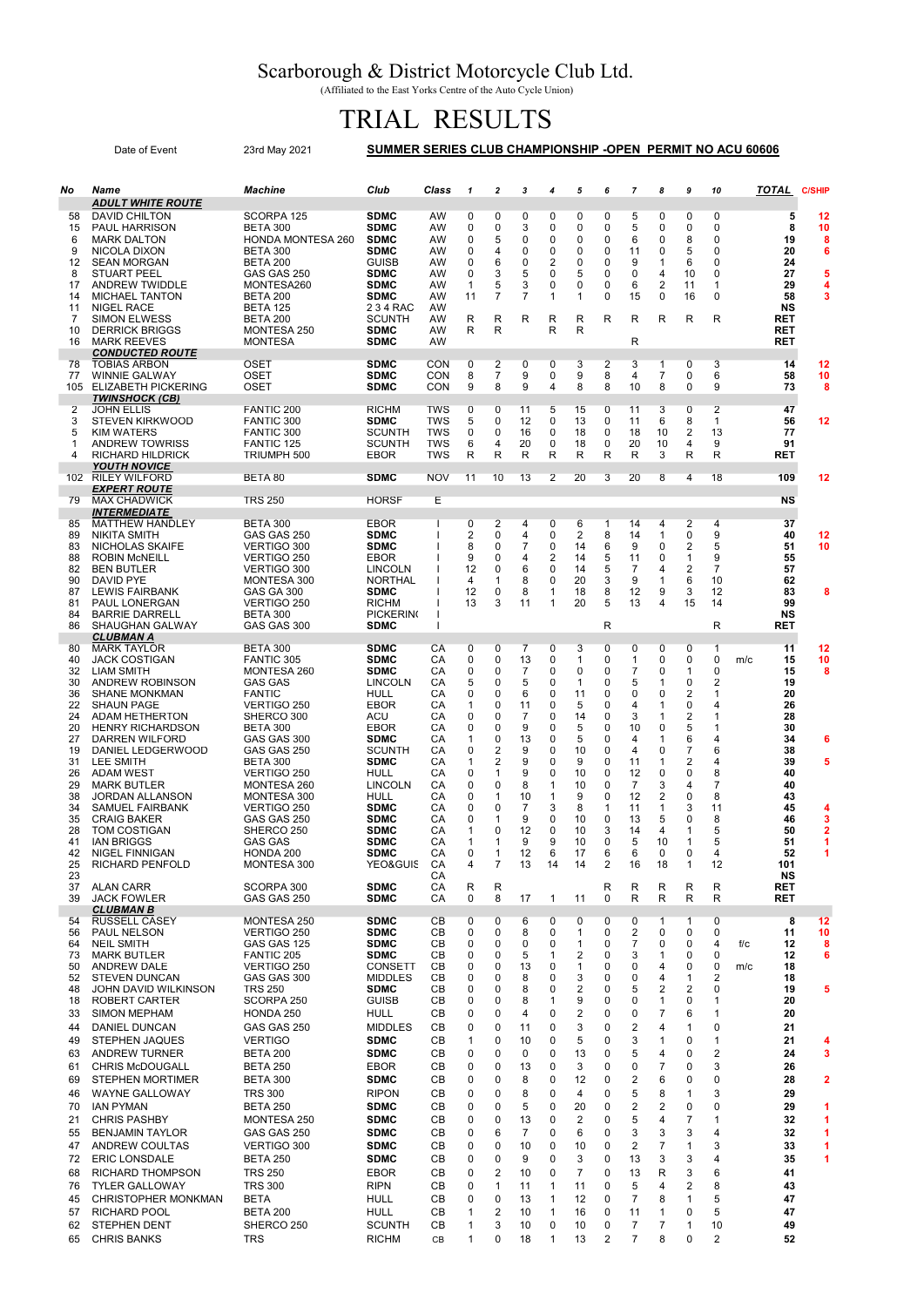# Scarborough & District Motorcycle Club Ltd.

(Affiliated to the East Yorks Centre of the Auto Cycle Union)

# TRIAL RESULTS

Date of Event 23rd May 2021 **SUMMER SERIES CLUB CHAMPIONSHIP -OPEN PERMIT NO ACU 60606**

| No | Name | Machine | Club | Class | 1 | 2 | 3 | 4 | 5 | 6 | 7 | 8 | 9 | 10 | | TOTAL | C/SHIP |
|---|---|---|---|---|---|---|---|---|---|---|---|---|---|---|---|---|---|
| | ***ADULT WHITE ROUTE*** | | | | | | | | | | | | | | | | |
| 58 | DAVID CHILTON | SCORPA 125 | SDMC | AW | 0 | 0 | 0 | 0 | 0 | 0 | 5 | 0 | 0 | 0 | | 5 | 12 |
| 15 | PAUL HARRISON | BETA 300 | SDMC | AW | 0 | 0 | 3 | 0 | 0 | 0 | 5 | 0 | 0 | 0 | | 8 | 10 |
| 6 | MARK DALTON | HONDA MONTESA 260 | SDMC | AW | 0 | 5 | 0 | 0 | 0 | 0 | 6 | 0 | 8 | 0 | | 19 | 8 |
| 9 | NICOLA DIXON | BETA 300 | SDMC | AW | 0 | 4 | 0 | 0 | 0 | 0 | 11 | 0 | 5 | 0 | | 20 | 6 |
| 12 | SEAN MORGAN | BETA 200 | GUISB | AW | 0 | 6 | 0 | 2 | 0 | 0 | 9 | 1 | 6 | 0 | | 24 | |
| 8 | STUART PEEL | GAS GAS 250 | SDMC | AW | 0 | 3 | 5 | 0 | 5 | 0 | 0 | 4 | 10 | 0 | | 27 | 5 |
| 17 | ANDREW TWIDDLE | MONTESA260 | SDMC | AW | 1 | 5 | 3 | 0 | 0 | 0 | 6 | 2 | 11 | 1 | | 29 | 4 |
| 14 | MICHAEL TANTON | BETA 200 | SDMC | AW | 11 | 7 | 7 | 1 | 1 | 0 | 15 | 0 | 16 | 0 | | 58 | 3 |
| 11 | NIGEL RACE | BETA 125 | 2 3 4 RAC | AW | | | | | | | | | | | | NS | |
| 7 | SIMON ELWESS | BETA 200 | SCUNTH | AW | R | R | R | R | R | R | | R | R | R | | RET | |
| 10 | DERRICK BRIGGS | MONTESA 250 | SDMC | AW | R | R | | R | R | | | | | | | RET | |
| 16 | MARK REEVES | MONTESA | SDMC | AW | | | | | | | R | | | | | RET | |
| | ***CONDUCTED ROUTE*** | | | | | | | | | | | | | | | | |
| 78 | TOBIAS ARBON | OSET | SDMC | CON | 0 | 2 | 0 | 0 | 3 | 2 | 3 | 1 | 0 | 3 | | 14 | 12 |
| 77 | WINNIE GALWAY | OSET | SDMC | CON | 8 | 7 | 9 | 0 | 9 | 8 | 4 | 7 | 0 | 6 | | 58 | 10 |
| 105 | ELIZABETH PICKERING | OSET | SDMC | CON | 9 | 8 | 9 | 4 | 8 | 8 | 10 | 8 | 0 | 9 | | 73 | 8 |
| | ***TWINSHOCK (CB)*** | | | | | | | | | | | | | | | | |
| 2 | JOHN ELLIS | FANTIC 200 | RICHM | TWS | 0 | 0 | 11 | 5 | 15 | 0 | 11 | 3 | 0 | 2 | | 47 | |
| 3 | STEVEN KIRKWOOD | FANTIC 300 | SDMC | TWS | 5 | 0 | 12 | 0 | 13 | 0 | 11 | 6 | 8 | 1 | | 56 | 12 |
| 5 | KIM WATERS | FANTIC 300 | SCUNTH | TWS | 0 | 0 | 16 | 0 | 18 | 0 | 18 | 10 | 2 | 13 | | 77 | |
| 1 | ANDREW TOWRISS | FANTIC 125 | SCUNTH | TWS | 6 | 4 | 20 | 0 | 18 | 0 | 20 | 10 | 4 | 9 | | 91 | |
| 4 | RICHARD HILDRICK | TRIUMPH 500 | EBOR | TWS | R | R | R | R | R | R | R | 3 | R | R | | RET | |
| | ***YOUTH NOVICE*** | | | | | | | | | | | | | | | | |
| 102 | RILEY WILFORD | BETA 80 | SDMC | NOV | 11 | 10 | 13 | 2 | 20 | 3 | 20 | 8 | 4 | 18 | | 109 | 12 |
| | ***EXPERT ROUTE*** | | | | | | | | | | | | | | | | |
| 79 | MAX CHADWICK | TRS 250 | HORSF | E | | | | | | | | | | | | NS | |
| | ***INTERMEDIATE*** | | | | | | | | | | | | | | | | |
| 85 | MATTHEW HANDLEY | BETA 300 | EBOR | I | 0 | 2 | 4 | 0 | 6 | 1 | 14 | 4 | 2 | 4 | | 37 | |
| 89 | NIKITA SMITH | GAS GAS 250 | SDMC | I | 2 | 0 | 4 | 0 | 2 | 8 | 14 | 1 | 0 | 9 | | 40 | 12 |
| 83 | NICHOLAS SKAIFE | VERTIGO 300 | SDMC | I | 8 | 0 | 7 | 0 | 14 | 6 | 9 | 0 | 2 | 5 | | 51 | 10 |
| 88 | ROBIN McNEILL | VERTIGO 250 | EBOR | I | 9 | 0 | 4 | 2 | 14 | 5 | 11 | 0 | 1 | 9 | | 55 | |
| 82 | BEN BUTLER | VERTIGO 300 | LINCOLN | I | 12 | 0 | 6 | 0 | 14 | 5 | 7 | 4 | 2 | 7 | | 57 | |
| 90 | DAVID PYE | MONTESA 300 | NORTHAL | I | 4 | 1 | 8 | 0 | 20 | 3 | 9 | 1 | 6 | 10 | | 62 | |
| 87 | LEWIS FAIRBANK | GAS GA 300 | SDMC | I | 12 | 0 | 8 | 1 | 18 | 8 | 12 | 9 | 3 | 12 | | 83 | 8 |
| 81 | PAUL LONERGAN | VERTIGO 250 | RICHM | I | 13 | 3 | 11 | 1 | 20 | 5 | 13 | 4 | 15 | 14 | | 99 | |
| 84 | BARRIE DARRELL | BETA 300 | PICKERIN( | I | | | | | | | | | | | | NS | |
| 86 | SHAUGHAN GALWAY | GAS GAS 300 | SDMC | I | | | | | | R | | | | R | | RET | |
| | ***CLUBMAN A*** | | | | | | | | | | | | | | | | |
| 80 | MARK TAYLOR | BETA 300 | SDMC | CA | 0 | 0 | 7 | 0 | 3 | 0 | 0 | 0 | 0 | 1 | | 11 | 12 |
| 40 | JACK COSTIGAN | FANTIC 305 | SDMC | CA | 0 | 0 | 13 | 0 | 1 | 0 | 1 | 0 | 0 | 0 | m/c | 15 | 10 |
| 32 | LIAM SMITH | MONTESA 260 | SDMC | CA | 0 | 0 | 7 | 0 | 0 | 0 | 7 | 0 | 1 | 0 | | 15 | 8 |
| 30 | ANDREW ROBINSON | GAS GAS | LINCOLN | CA | 5 | 0 | 5 | 0 | 1 | 0 | 5 | 1 | 0 | 2 | | 19 | |
| 36 | SHANE MONKMAN | FANTIC | HULL | CA | 0 | 0 | 6 | 0 | 11 | 0 | 0 | 0 | 2 | 1 | | 20 | |
| 22 | SHAUN PAGE | VERTIGO 250 | EBOR | CA | 1 | 0 | 11 | 0 | 5 | 0 | 4 | 1 | 0 | 4 | | 26 | |
| 24 | ADAM HETHERTON | SHERCO 300 | ACU | CA | 0 | 0 | 7 | 0 | 14 | 0 | 3 | 1 | 2 | 1 | | 28 | |
| 20 | HENRY RICHARDSON | BETA 300 | EBOR | CA | 0 | 0 | 9 | 0 | 5 | 0 | 10 | 0 | 5 | 1 | | 30 | |
| 27 | DARREN WILFORD | GAS GAS 300 | SDMC | CA | 1 | 0 | 13 | 0 | 5 | 0 | 4 | 1 | 6 | 4 | | 34 | 6 |
| 19 | DANIEL LEDGERWOOD | GAS GAS 250 | SCUNTH | CA | 0 | 2 | 9 | 0 | 10 | 0 | 4 | 0 | 7 | 6 | | 38 | |
| 31 | LEE SMITH | BETA 300 | SDMC | CA | 1 | 2 | 9 | 0 | 9 | 0 | 11 | 1 | 2 | 4 | | 39 | 5 |
| 26 | ADAM WEST | VERTIGO 250 | HULL | CA | 0 | 1 | 9 | 0 | 10 | 0 | 12 | 0 | 0 | 8 | | 40 | |
| 29 | MARK BUTLER | MONTESA 260 | LINCOLN | CA | 0 | 0 | 8 | 1 | 10 | 0 | 7 | 3 | 4 | 7 | | 40 | |
| 38 | JORDAN ALLANSON | MONTESA 300 | HULL | CA | 0 | 1 | 10 | 1 | 9 | 0 | 12 | 2 | 0 | 8 | | 43 | |
| 34 | SAMUEL FAIRBANK | VERTIGO 250 | SDMC | CA | 0 | 0 | 7 | 3 | 8 | 1 | 11 | 1 | 3 | 11 | | 45 | 4 |
| 35 | CRAIG BAKER | GAS GAS 250 | SDMC | CA | 0 | 1 | 9 | 0 | 10 | 0 | 13 | 5 | 0 | 8 | | 46 | 3 |
| 28 | TOM COSTIGAN | SHERCO 250 | SDMC | CA | 1 | 0 | 12 | 0 | 10 | 3 | 14 | 4 | 1 | 5 | | 50 | 2 |
| 41 | IAN BRIGGS | GAS GAS | SDMC | CA | 1 | 1 | 9 | 9 | 10 | 0 | 5 | 10 | 1 | 5 | | 51 | 1 |
| 42 | NIGEL FINNIGAN | HONDA 200 | SDMC | CA | 0 | 1 | 12 | 6 | 17 | 6 | 6 | 0 | 0 | 4 | | 52 | 1 |
| 25 | RICHARD PENFOLD | MONTESA 300 | YEO&GUIS | CA | 4 | 7 | 13 | 14 | 14 | 2 | 16 | 18 | 1 | 12 | | 101 | |
| 23 | | | | CA | | | | | | | | | | | | NS | |
| 37 | ALAN CARR | SCORPA 300 | SDMC | CA | R | R | | | | R | R | R | R | R | | RET | |
| 39 | JACK FOWLER | GAS GAS 250 | SDMC | CA | 0 | 8 | 17 | 1 | 11 | 0 | R | R | R | R | | RET | |
| | ***CLUBMAN B*** | | | | | | | | | | | | | | | | |
| 54 | RUSSELL CASEY | MONTESA 250 | SDMC | CB | 0 | 0 | 6 | 0 | 0 | 0 | 0 | 1 | 1 | 0 | | 8 | 12 |
| 56 | PAUL NELSON | VERTIGO 250 | SDMC | CB | 0 | 0 | 8 | 0 | 1 | 0 | 2 | 0 | 0 | 0 | | 11 | 10 |
| 64 | NEIL SMITH | GAS GAS 125 | SDMC | CB | 0 | 0 | 0 | 0 | 1 | 0 | 7 | 0 | 0 | 4 | f/c | 12 | 8 |
| 73 | MARK BUTLER | FANTIC 205 | SDMC | CB | 0 | 0 | 5 | 1 | 2 | 0 | 3 | 1 | 0 | 0 | | 12 | 6 |
| 50 | ANDREW DALE | VERTIGO 250 | CONSETT | CB | 0 | 0 | 13 | 0 | 1 | 0 | 0 | 4 | 0 | 0 | m/c | 18 | |
| 52 | STEVEN DUNCAN | GAS GAS 300 | MIDDLES | CB | 0 | 0 | 8 | 0 | 3 | 0 | 0 | 4 | 1 | 2 | | 18 | |
| 48 | JOHN DAVID WILKINSON | TRS 250 | SDMC | CB | 0 | 0 | 8 | 0 | 2 | 0 | 5 | 2 | 2 | 0 | | 19 | 5 |
| 18 | ROBERT CARTER | SCORPA 250 | GUISB | CB | 0 | 0 | 8 | 1 | 9 | 0 | 0 | 1 | 0 | 1 | | 20 | |
| 33 | SIMON MEPHAM | HONDA 250 | HULL | CB | 0 | 0 | 4 | 0 | 2 | 0 | 0 | 7 | 6 | 1 | | 20 | |
| 44 | DANIEL DUNCAN | GAS GAS 250 | MIDDLES | CB | 0 | 0 | 11 | 0 | 3 | 0 | 2 | 4 | 1 | 0 | | 21 | |
| 49 | STEPHEN JAQUES | VERTIGO | SDMC | CB | 1 | 0 | 10 | 0 | 5 | 0 | 3 | 1 | 0 | 1 | | 21 | 4 |
| 63 | ANDREW TURNER | BETA 200 | SDMC | CB | 0 | 0 | 0 | 0 | 13 | 0 | 5 | 4 | 0 | 2 | | 24 | 3 |
| 61 | CHRIS McDOUGALL | BETA 250 | EBOR | CB | 0 | 0 | 13 | 0 | 3 | 0 | 0 | 7 | 0 | 3 | | 26 | |
| 69 | STEPHEN MORTIMER | BETA 300 | SDMC | CB | 0 | 0 | 8 | 0 | 12 | 0 | 2 | 6 | 0 | 0 | | 28 | 2 |
| 46 | WAYNE GALLOWAY | TRS 300 | RIPON | CB | 0 | 0 | 8 | 0 | 4 | 0 | 5 | 8 | 1 | 3 | | 29 | |
| 70 | IAN PYMAN | BETA 250 | SDMC | CB | 0 | 0 | 5 | 0 | 20 | 0 | 2 | 2 | 0 | 0 | | 29 | 1 |
| 21 | CHRIS PASHBY | MONTESA 250 | SDMC | CB | 0 | 0 | 13 | 0 | 2 | 0 | 5 | 4 | 7 | 1 | | 32 | 1 |
| 55 | BENJAMIN TAYLOR | GAS GAS 250 | SDMC | CB | 0 | 6 | 7 | 0 | 6 | 0 | 3 | 3 | 3 | 4 | | 32 | 1 |
| 47 | ANDREW COULTAS | VERTIGO 300 | SDMC | CB | 0 | 0 | 10 | 0 | 10 | 0 | 2 | 7 | 1 | 3 | | 33 | 1 |
| 72 | ERIC LONSDALE | BETA 250 | SDMC | CB | 0 | 0 | 9 | 0 | 3 | 0 | 13 | 3 | 3 | 4 | | 35 | 1 |
| 68 | RICHARD THOMPSON | TRS 250 | EBOR | CB | 0 | 2 | 10 | 0 | 7 | 0 | 13 | R | 3 | 6 | | 41 | |
| 76 | TYLER GALLOWAY | TRS 300 | RIPN | CB | 0 | 1 | 11 | 1 | 11 | 0 | 5 | 4 | 2 | 8 | | 43 | |
| 45 | CHRISTOPHER MONKMAN | BETA | HULL | CB | 0 | 0 | 13 | 1 | 12 | 0 | 7 | 8 | 1 | 5 | | 47 | |
| 57 | RICHARD POOL | BETA 200 | HULL | CB | 1 | 2 | 10 | 1 | 16 | 0 | 11 | 1 | 0 | 5 | | 47 | |
| 62 | STEPHEN DENT | SHERCO 250 | SCUNTH | CB | 1 | 3 | 10 | 0 | 10 | 0 | 7 | 7 | 1 | 10 | | 49 | |
| 65 | CHRIS BANKS | TRS | RICHM | CB | 1 | 0 | 18 | 1 | 13 | 2 | 7 | 8 | 0 | 2 | | 52 | |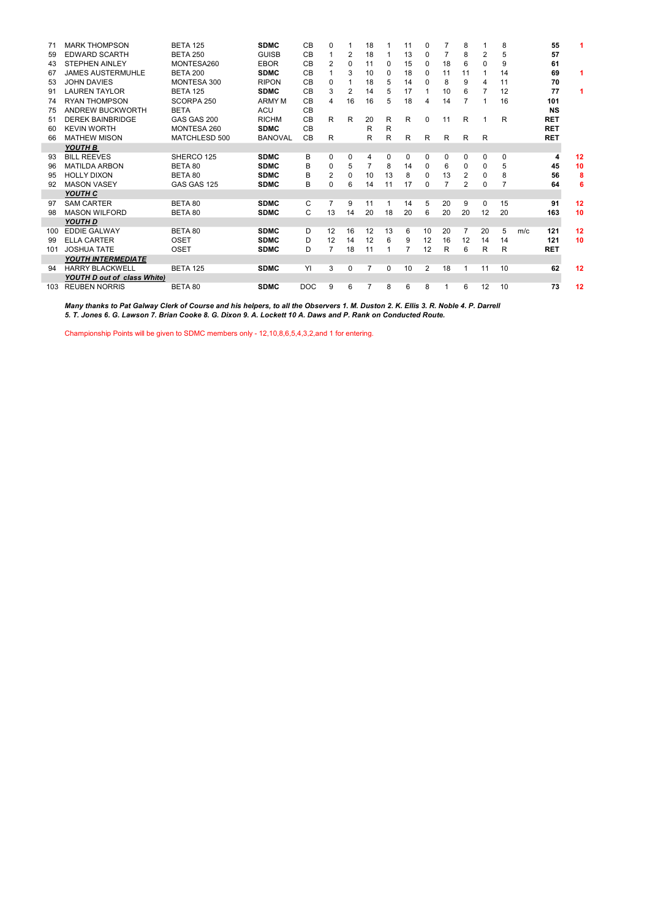| | | | | | | | | | | | | | | | | | |
|---|---|---|---|---|---|---|---|---|---|---|---|---|---|---|---|---|---|
| 71 | MARK THOMPSON | BETA 125 | **SDMC** | CB | 0 | 1 | 18 | 1 | 11 | 0 | 7 | 8 | 1 | 8 | | **55** | **1** |
| 59 | EDWARD SCARTH | BETA 250 | **GUISB** | CB | 1 | 2 | 18 | 1 | 13 | 0 | 7 | 8 | 2 | 5 | | **57** | |
| 43 | STEPHEN AINLEY | MONTESA260 | **EBOR** | CB | 2 | 0 | 11 | 0 | 15 | 0 | 18 | 6 | 0 | 9 | | **61** | |
| 67 | JAMES AUSTERMUHLE | BETA 200 | **SDMC** | CB | 1 | 3 | 10 | 0 | 18 | 0 | 11 | 11 | 1 | 14 | | **69** | **1** |
| 53 | JOHN DAVIES | MONTESA 300 | **RIPON** | CB | 0 | 1 | 18 | 5 | 14 | 0 | 8 | 9 | 4 | 11 | | **70** | |
| 91 | LAUREN TAYLOR | BETA 125 | **SDMC** | CB | 3 | 2 | 14 | 5 | 17 | 1 | 10 | 6 | 7 | 12 | | **77** | **1** |
| 74 | RYAN THOMPSON | SCORPA 250 | **ARMY M** | CB | 4 | 16 | 16 | 5 | 18 | 4 | 14 | 7 | 1 | 16 | | **101** | |
| 75 | ANDREW BUCKWORTH | BETA | **ACU** | CB | | | | | | | | | | | | **NS** | |
| 51 | DEREK BAINBRIDGE | GAS GAS 200 | **RICHM** | CB | R | R | 20 | R | R | 0 | 11 | R | 1 | R | | **RET** | |
| 60 | KEVIN WORTH | MONTESA 260 | **SDMC** | CB | | | R | R | | | | | | | | **RET** | |
| 66 | MATHEW MISON | MATCHLESD 500 | **BANOVAL** | CB | R | | R | R | R | R | R | R | R | | | **RET** | |
| | ***YOUTH B*** | | | | | | | | | | | | | | | | |
| 93 | BILL REEVES | SHERCO 125 | **SDMC** | B | 0 | 0 | 4 | 0 | 0 | 0 | 0 | 0 | 0 | 0 | | **4** | **12** |
| 96 | MATILDA ARBON | BETA 80 | **SDMC** | B | 0 | 5 | 7 | 8 | 14 | 0 | 6 | 0 | 0 | 5 | | **45** | **10** |
| 95 | HOLLY DIXON | BETA 80 | **SDMC** | B | 2 | 0 | 10 | 13 | 8 | 0 | 13 | 2 | 0 | 8 | | **56** | **8** |
| 92 | MASON VASEY | GAS GAS 125 | **SDMC** | B | 0 | 6 | 14 | 11 | 17 | 0 | 7 | 2 | 0 | 7 | | **64** | **6** |
| | ***YOUTH C*** | | | | | | | | | | | | | | | | |
| 97 | SAM CARTER | BETA 80 | **SDMC** | C | 7 | 9 | 11 | 1 | 14 | 5 | 20 | 9 | 0 | 15 | | **91** | **12** |
| 98 | MASON WILFORD | BETA 80 | **SDMC** | C | 13 | 14 | 20 | 18 | 20 | 6 | 20 | 20 | 12 | 20 | | **163** | **10** |
| | ***YOUTH D*** | | | | | | | | | | | | | | | | |
| 100 | EDDIE GALWAY | BETA 80 | **SDMC** | D | 12 | 16 | 12 | 13 | 6 | 10 | 20 | 7 | 20 | 5 | m/c | **121** | **12** |
| 99 | ELLA CARTER | OSET | **SDMC** | D | 12 | 14 | 12 | 6 | 9 | 12 | 16 | 12 | 14 | 14 | | **121** | **10** |
| 101 | JOSHUA TATE | OSET | **SDMC** | D | 7 | 18 | 11 | 1 | 7 | 12 | R | 6 | R | R | | **RET** | |
| | ***YOUTH INTERMEDIATE*** | | | | | | | | | | | | | | | | |
| 94 | HARRY BLACKWELL | BETA 125 | **SDMC** | YI | 3 | 0 | 7 | 0 | 10 | 2 | 18 | 1 | 11 | 10 | | **62** | **12** |
| | ***YOUTH D out of class White)*** | | | | | | | | | | | | | | | | |
| 103 | REUBEN NORRIS | BETA 80 | **SDMC** | DOC | 9 | 6 | 7 | 8 | 6 | 8 | 1 | 6 | 12 | 10 | | **73** | **12** |

***Many thanks to Pat Galway Clerk of Course and his helpers, to all the Observers 1. M. Duston 2. K. Ellis 3. R. Noble 4. P. Darrell 5. T. Jones 6. G. Lawson 7. Brian Cooke 8. G. Dixon 9. A. Lockett 10 A. Daws and P. Rank on Conducted Route.***

Championship Points will be given to SDMC members only - 12,10,8,6,5,4,3,2,and 1 for entering.